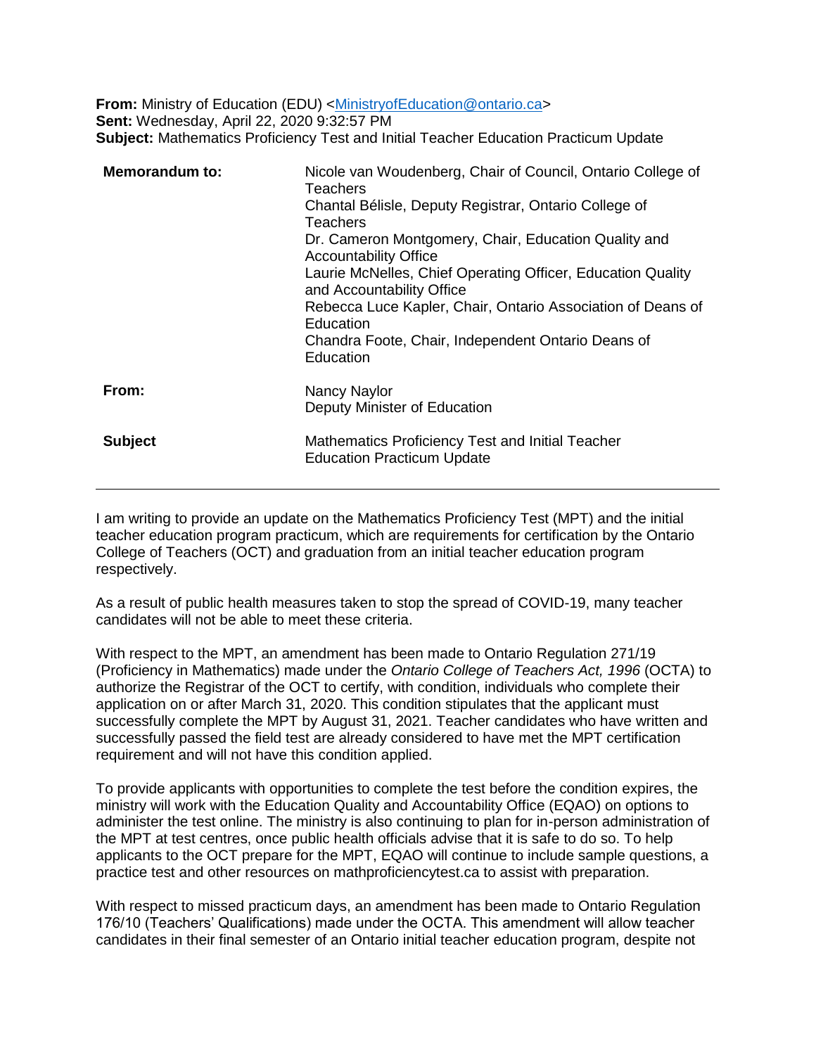**From:** Ministry of Education (EDU) <MinistryofEducation@ontario.ca>
**Sent:** Wednesday, April 22, 2020 9:32:57 PM
**Subject:** Mathematics Proficiency Test and Initial Teacher Education Practicum Update

| | |
|---|---|
| **Memorandum to:** | Nicole van Woudenberg, Chair of Council, Ontario College of Teachers<br>Chantal Bélisle, Deputy Registrar, Ontario College of Teachers<br>Dr. Cameron Montgomery, Chair, Education Quality and Accountability Office<br>Laurie McNelles, Chief Operating Officer, Education Quality and Accountability Office<br>Rebecca Luce Kapler, Chair, Ontario Association of Deans of Education<br>Chandra Foote, Chair, Independent Ontario Deans of Education |
| **From:** | Nancy Naylor<br>Deputy Minister of Education |
| **Subject** | Mathematics Proficiency Test and Initial Teacher Education Practicum Update |

---

I am writing to provide an update on the Mathematics Proficiency Test (MPT) and the initial teacher education program practicum, which are requirements for certification by the Ontario College of Teachers (OCT) and graduation from an initial teacher education program respectively.

As a result of public health measures taken to stop the spread of COVID-19, many teacher candidates will not be able to meet these criteria.

With respect to the MPT, an amendment has been made to Ontario Regulation 271/19 (Proficiency in Mathematics) made under the *Ontario College of Teachers Act, 1996* (OCTA) to authorize the Registrar of the OCT to certify, with condition, individuals who complete their application on or after March 31, 2020. This condition stipulates that the applicant must successfully complete the MPT by August 31, 2021. Teacher candidates who have written and successfully passed the field test are already considered to have met the MPT certification requirement and will not have this condition applied.

To provide applicants with opportunities to complete the test before the condition expires, the ministry will work with the Education Quality and Accountability Office (EQAO) on options to administer the test online. The ministry is also continuing to plan for in-person administration of the MPT at test centres, once public health officials advise that it is safe to do so. To help applicants to the OCT prepare for the MPT, EQAO will continue to include sample questions, a practice test and other resources on mathproficiencytest.ca to assist with preparation.

With respect to missed practicum days, an amendment has been made to Ontario Regulation 176/10 (Teachers' Qualifications) made under the OCTA. This amendment will allow teacher candidates in their final semester of an Ontario initial teacher education program, despite not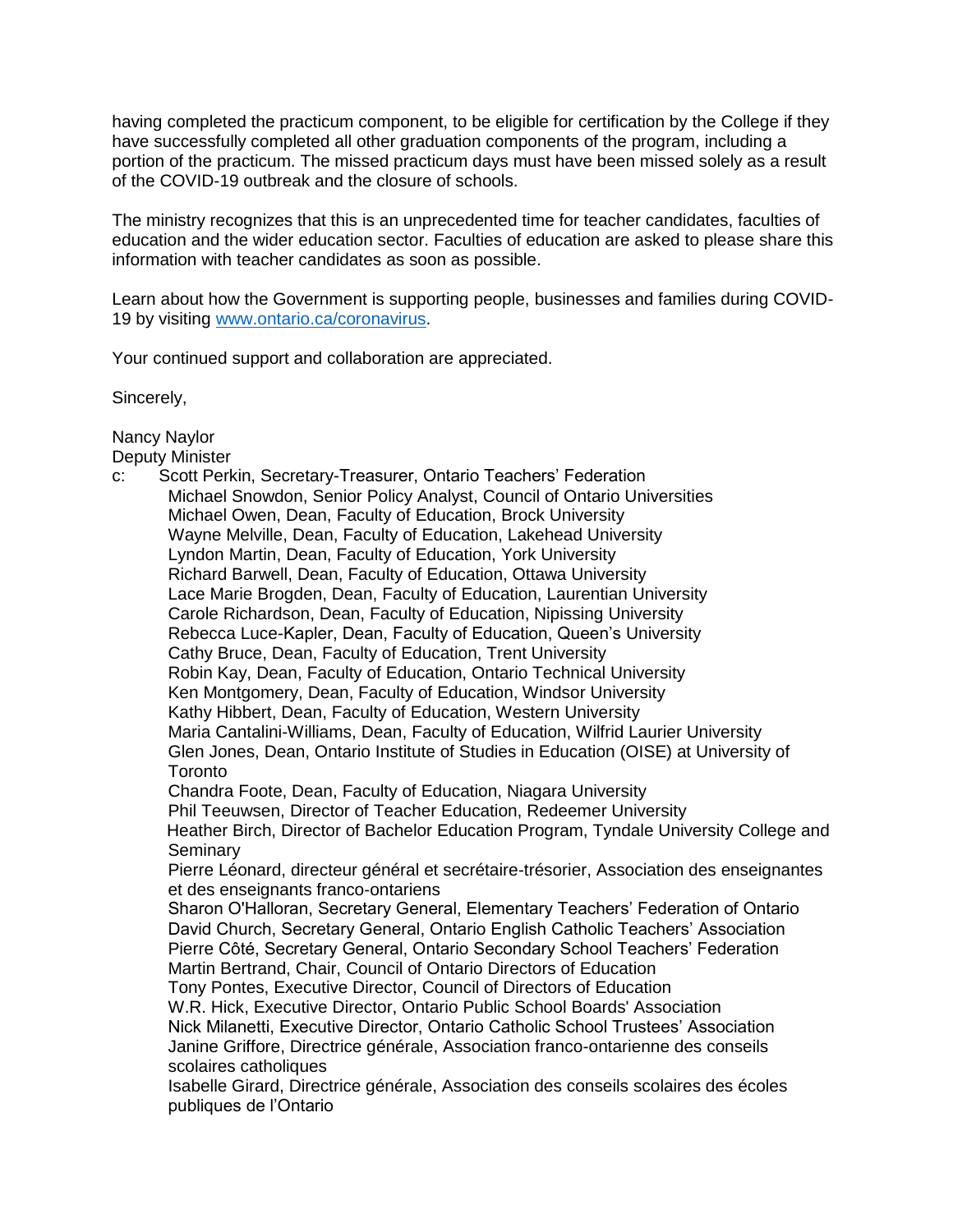having completed the practicum component, to be eligible for certification by the College if they have successfully completed all other graduation components of the program, including a portion of the practicum. The missed practicum days must have been missed solely as a result of the COVID-19 outbreak and the closure of schools.

The ministry recognizes that this is an unprecedented time for teacher candidates, faculties of education and the wider education sector. Faculties of education are asked to please share this information with teacher candidates as soon as possible.

Learn about how the Government is supporting people, businesses and families during COVID-19 by visiting www.ontario.ca/coronavirus.

Your continued support and collaboration are appreciated.

Sincerely,

Nancy Naylor
Deputy Minister

c: Scott Perkin, Secretary-Treasurer, Ontario Teachers' Federation
Michael Snowdon, Senior Policy Analyst, Council of Ontario Universities
Michael Owen, Dean, Faculty of Education, Brock University
Wayne Melville, Dean, Faculty of Education, Lakehead University
Lyndon Martin, Dean, Faculty of Education, York University
Richard Barwell, Dean, Faculty of Education, Ottawa University
Lace Marie Brogden, Dean, Faculty of Education, Laurentian University
Carole Richardson, Dean, Faculty of Education, Nipissing University
Rebecca Luce-Kapler, Dean, Faculty of Education, Queen's University
Cathy Bruce, Dean, Faculty of Education, Trent University
Robin Kay, Dean, Faculty of Education, Ontario Technical University
Ken Montgomery, Dean, Faculty of Education, Windsor University
Kathy Hibbert, Dean, Faculty of Education, Western University
Maria Cantalini-Williams, Dean, Faculty of Education, Wilfrid Laurier University
Glen Jones, Dean, Ontario Institute of Studies in Education (OISE) at University of Toronto
Chandra Foote, Dean, Faculty of Education, Niagara University
Phil Teeuwsen, Director of Teacher Education, Redeemer University
Heather Birch, Director of Bachelor Education Program, Tyndale University College and Seminary
Pierre Léonard, directeur général et secrétaire-trésorier, Association des enseignantes et des enseignants franco-ontariens
Sharon O'Halloran, Secretary General, Elementary Teachers' Federation of Ontario
David Church, Secretary General, Ontario English Catholic Teachers' Association
Pierre Côté, Secretary General, Ontario Secondary School Teachers' Federation
Martin Bertrand, Chair, Council of Ontario Directors of Education
Tony Pontes, Executive Director, Council of Directors of Education
W.R. Hick, Executive Director, Ontario Public School Boards' Association
Nick Milanetti, Executive Director, Ontario Catholic School Trustees' Association
Janine Griffore, Directrice générale, Association franco-ontarienne des conseils scolaires catholiques
Isabelle Girard, Directrice générale, Association des conseils scolaires des écoles publiques de l'Ontario